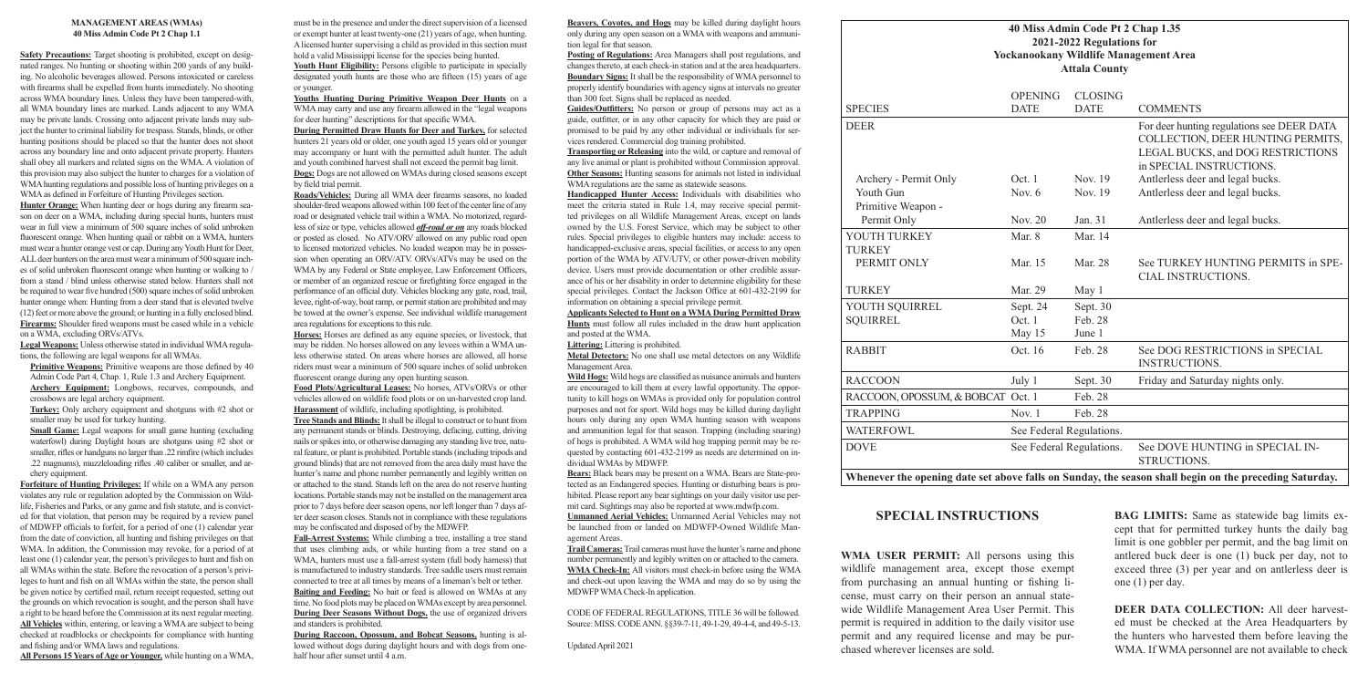## MANAGEMENT AREAS (WMAs)
### 40 Miss Admin Code Pt 2 Chap 1.1

**Safety Precautions:** Target shooting is prohibited, except on designated ranges. No hunting or shooting within 200 yards of any building. No alcoholic beverages allowed. Persons intoxicated or careless with firearms shall be expelled from hunts immediately. No shooting across WMA boundary lines. Unless they have been tampered-with, all WMA boundary lines are marked. Lands adjacent to any WMA may be private lands. Crossing onto adjacent private lands may subject the hunter to criminal liability for trespass. Stands, blinds, or other hunting positions should be placed so that the hunter does not shoot across any boundary line and onto adjacent private property. Hunters shall obey all markers and related signs on the WMA. A violation of this provision may also subject the hunter to charges for a violation of WMA hunting regulations and possible loss of hunting privileges on a WMA as defined in Forfeiture of Hunting Privileges section.

**Hunter Orange:** When hunting deer or hogs during any firearm season on deer on a WMA, including during special hunts, hunters must wear in full view a minimum of 500 square inches of solid unbroken fluorescent orange. When hunting quail or rabbit on a WMA, hunters must wear a hunter orange vest or cap. During any Youth Hunt for Deer, ALL deer hunters on the area must wear a minimum of 500 square inches of solid unbroken fluorescent orange when hunting or walking to / from a stand / blind unless otherwise stated below. Hunters shall not be required to wear five hundred (500) square inches of solid unbroken hunter orange when: Hunting from a deer stand that is elevated twelve (12) feet or more above the ground; or hunting in a fully enclosed blind.

**Firearms:** Shoulder fired weapons must be cased while in a vehicle on a WMA, excluding ORVs/ATVs.

**Legal Weapons:** Unless otherwise stated in individual WMA regulations, the following are legal weapons for all WMAs.

**Primitive Weapons:** Primitive weapons are those defined by 40 Admin Code Part 4, Chap. 1, Rule 1.3 and Archery Equipment.

**Archery Equipment:** Longbows, recurves, compounds, and crossbows are legal archery equipment.

**Turkey:** Only archery equipment and shotguns with #2 shot or smaller may be used for turkey hunting.

**Small Game:** Legal weapons for small game hunting (excluding waterfowl) during Daylight hours are shotguns using #2 shot or smaller, rifles or handguns no larger than .22 rimfire (which includes .22 magnums), muzzleloading rifles .40 caliber or smaller, and archery equipment.

**Forfeiture of Hunting Privileges:** If while on a WMA any person violates any rule or regulation adopted by the Commission on Wildlife, Fisheries and Parks, or any game and fish statute, and is convicted for that violation, that person may be required by a review panel of MDWFP officials to forfeit, for a period of one (1) calendar year from the date of conviction, all hunting and fishing privileges on that WMA. In addition, the Commission may revoke, for a period of at least one (1) calendar year, the person's privileges to hunt and fish on all WMAs within the state. Before the revocation of a person's privileges to hunt and fish on all WMAs within the state, the person shall be given notice by certified mail, return receipt requested, setting out the grounds on which revocation is sought, and the person shall have a right to be heard before the Commission at its next regular meeting.

**All Vehicles** within, entering, or leaving a WMA are subject to being checked at roadblocks or checkpoints for compliance with hunting and fishing and/or WMA laws and regulations.

**All Persons 15 Years of Age or Younger,** while hunting on a WMA, must be in the presence and under the direct supervision of a licensed or exempt hunter at least twenty-one (21) years of age, when hunting. A licensed hunter supervising a child as provided in this section must hold a valid Mississippi license for the species being hunted.

**Youth Hunt Eligibility:** Persons eligible to participate in specially designated youth hunts are those who are fifteen (15) years of age or younger.

**Youths Hunting During Primitive Weapon Deer Hunts** on a WMA may carry and use any firearm allowed in the "legal weapons for deer hunting" descriptions for that specific WMA.

**During Permitted Draw Hunts for Deer and Turkey,** for selected hunters 21 years old or older, one youth aged 15 years old or younger may accompany or hunt with the permitted adult hunter. The adult and youth combined harvest shall not exceed the permit bag limit.

**Dogs:** Dogs are not allowed on WMAs during closed seasons except by field trial permit.

**Roads/Vehicles:** During all WMA deer firearms seasons, no loaded shoulder-fired weapons allowed within 100 feet of the center line of any road or designated vehicle trail within a WMA. No motorized, regardless of size or type, vehicles allowed ***off-road or on*** any roads blocked or posted as closed. No ATV/ORV allowed on any public road open to licensed motorized vehicles. No loaded weapon may be in possession when operating an ORV/ATV. ORVs/ATVs may be used on the WMA by any Federal or State employee, Law Enforcement Officers, or member of an organized rescue or firefighting force engaged in the performance of an official duty. Vehicles blocking any gate, road, trail, levee, right-of-way, boat ramp, or permit station are prohibited and may be towed at the owner's expense. See individual wildlife management area regulations for exceptions to this rule.

**Horses:** Horses are defined as any equine species, or livestock, that may be ridden. No horses allowed on any levees within a WMA unless otherwise stated. On areas where horses are allowed, all horse riders must wear a minimum of 500 square inches of solid unbroken fluorescent orange during any open hunting season.

**Food Plots/Agricultural Leases:** No horses, ATVs/ORVs or other vehicles allowed on wildlife food plots or on un-harvested crop land.

**Harassment** of wildlife, including spotlighting, is prohibited.

**Tree Stands and Blinds:** It shall be illegal to construct or to hunt from any permanent stands or blinds. Destroying, defacing, cutting, driving nails or spikes into, or otherwise damaging any standing live tree, natural feature, or plant is prohibited. Portable stands (including tripods and ground blinds) that are not removed from the area daily must have the hunter's name and phone number permanently and legibly written on or attached to the stand. Stands left on the area do not reserve hunting locations. Portable stands may not be installed on the management area prior to 7 days before deer season opens, nor left longer than 7 days after deer season closes. Stands not in compliance with these regulations may be confiscated and disposed of by the MDWFP.

**Fall-Arrest Systems:** While climbing a tree, installing a tree stand that uses climbing aids, or while hunting from a tree stand on a WMA, hunters must use a fall-arrest system (full body harness) that is manufactured to industry standards. Tree saddle users must remain connected to tree at all times by means of a lineman's belt or tether.

**Baiting and Feeding:** No bait or feed is allowed on WMAs at any time. No food plots may be placed on WMAs except by area personnel.

**During Deer Seasons Without Dogs,** the use of organized drivers and standers is prohibited.

**During Raccoon, Opossum, and Bobcat Seasons,** hunting is allowed without dogs during daylight hours and with dogs from one-half hour after sunset until 4 a.m.

**Beavers, Coyotes, and Hogs** may be killed during daylight hours only during any open season on a WMA with weapons and ammunition legal for that season.

**Posting of Regulations:** Area Managers shall post regulations, and changes thereto, at each check-in station and at the area headquarters.

**Boundary Signs:** It shall be the responsibility of WMA personnel to properly identify boundaries with agency signs at intervals no greater than 300 feet. Signs shall be replaced as needed.

**Guides/Outfitters:** No person or group of persons may act as a guide, outfitter, or in any other capacity for which they are paid or promised to be paid by any other individual or individuals for services rendered. Commercial dog training prohibited.

**Transporting or Releasing** into the wild, or capture and removal of any live animal or plant is prohibited without Commission approval.

**Other Seasons:** Hunting seasons for animals not listed in individual WMA regulations are the same as statewide seasons.

**Handicapped Hunter Access:** Individuals with disabilities who meet the criteria stated in Rule 1.4, may receive special permitted privileges on all Wildlife Management Areas, except on lands owned by the U.S. Forest Service, which may be subject to other rules. Special privileges to eligible hunters may include: access to handicapped-exclusive areas, special facilities, or access to any open portion of the WMA by ATV/UTV, or other power-driven mobility device. Users must provide documentation or other credible assurance of his or her disability in order to determine eligibility for these special privileges. Contact the Jackson Office at 601-432-2199 for information on obtaining a special privilege permit.

**Applicants Selected to Hunt on a WMA During Permitted Draw Hunts** must follow all rules included in the draw hunt application and posted at the WMA.

**Littering:** Littering is prohibited.

**Metal Detectors:** No one shall use metal detectors on any Wildlife Management Area.

**Wild Hogs:** Wild hogs are classified as nuisance animals and hunters are encouraged to kill them at every lawful opportunity. The opportunity to kill hogs on WMAs is provided only for population control purposes and not for sport. Wild hogs may be killed during daylight hours only during any open WMA hunting season with weapons and ammunition legal for that season. Trapping (including snaring) of hogs is prohibited. A WMA wild hog trapping permit may be requested by contacting 601-432-2199 as needs are determined on individual WMAs by MDWFP.

**Bears:** Black bears may be present on a WMA. Bears are State-protected as an Endangered species. Hunting or disturbing bears is prohibited. Please report any bear sightings on your daily visitor use permit card. Sightings may also be reported at www.mdwfp.com.

**Unmanned Aerial Vehicles:** Unmanned Aerial Vehicles may not be launched from or landed on MDWFP-Owned Wildlife Management Areas.

**Trail Cameras:** Trail cameras must have the hunter's name and phone number permanently and legibly written on or attached to the camera.

**WMA Check-In:** All visitors must check-in before using the WMA and check-out upon leaving the WMA and may do so by using the MDWFP WMA Check-In application.

CODE OF FEDERAL REGULATIONS, TITLE 36 will be followed.
Source: MISS. CODE ANN. §§39-7-11, 49-1-29, 49-4-4, and 49-5-13.

Updated April 2021

## 40 Miss Admin Code Pt 2 Chap 1.35
## 2021-2022 Regulations for Yockanookany Wildlife Management Area
### Attala County

| SPECIES | OPENING DATE | CLOSING DATE | COMMENTS |
|---|---|---|---|
| DEER | | | For deer hunting regulations see DEER DATA COLLECTION, DEER HUNTING PERMITS, LEGAL BUCKS, and DOG RESTRICTIONS in SPECIAL INSTRUCTIONS. |
| Archery - Permit Only | Oct. 1 | Nov. 19 | Antlerless deer and legal bucks. |
| Youth Gun | Nov. 6 | Nov. 19 | Antlerless deer and legal bucks. |
| Primitive Weapon - Permit Only | Nov. 20 | Jan. 31 | Antlerless deer and legal bucks. |
| YOUTH TURKEY | Mar. 8 | Mar. 14 | |
| TURKEY PERMIT ONLY | Mar. 15 | Mar. 28 | See TURKEY HUNTING PERMITS in SPECIAL INSTRUCTIONS. |
| TURKEY | Mar. 29 | May 1 | |
| YOUTH SQUIRREL | Sept. 24 | Sept. 30 | |
| SQUIRREL | Oct. 1 | Feb. 28 | |
| | May 15 | June 1 | |
| RABBIT | Oct. 16 | Feb. 28 | See DOG RESTRICTIONS in SPECIAL INSTRUCTIONS. |
| RACCOON | July 1 | Sept. 30 | Friday and Saturday nights only. |
| RACCOON, OPOSSUM, & BOBCAT | Oct. 1 | Feb. 28 | |
| TRAPPING | Nov. 1 | Feb. 28 | |
| WATERFOWL | See Federal Regulations. | | |
| DOVE | See Federal Regulations. | | See DOVE HUNTING in SPECIAL INSTRUCTIONS. |

**Whenever the opening date set above falls on Sunday, the season shall begin on the preceding Saturday.**

## SPECIAL INSTRUCTIONS

**WMA USER PERMIT:** All persons using this wildlife management area, except those exempt from purchasing an annual hunting or fishing license, must carry on their person an annual statewide Wildlife Management Area User Permit. This permit is required in addition to the daily visitor use permit and any required license and may be purchased wherever licenses are sold.

**BAG LIMITS:** Same as statewide bag limits except that for permitted turkey hunts the daily bag limit is one gobbler per permit, and the bag limit on antlered buck deer is one (1) buck per day, not to exceed three (3) per year and on antlerless deer is one (1) per day.

**DEER DATA COLLECTION:** All deer harvested must be checked at the Area Headquarters by the hunters who harvested them before leaving the WMA. If WMA personnel are not available to check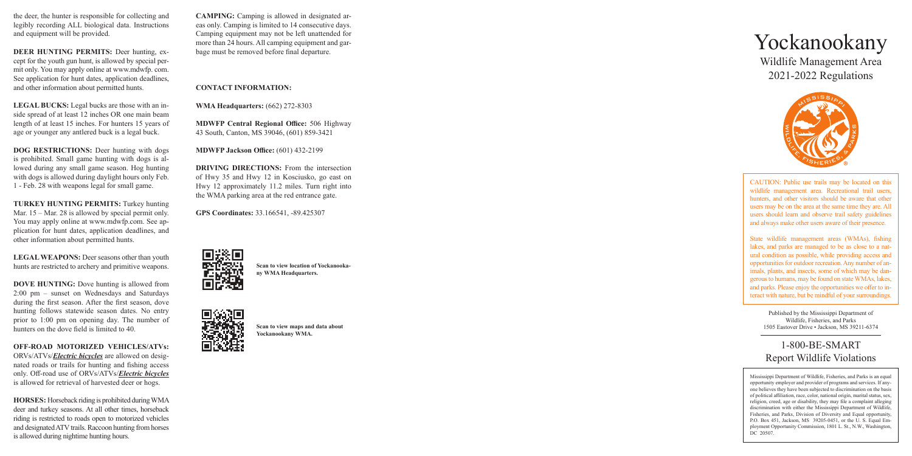the deer, the hunter is responsible for collecting and legibly recording ALL biological data. Instructions and equipment will be provided.

**DEER HUNTING PERMITS:** Deer hunting, except for the youth gun hunt, is allowed by special permit only. You may apply online at www.mdwfp. com. See application for hunt dates, application deadlines, and other information about permitted hunts.

**LEGAL BUCKS:** Legal bucks are those with an inside spread of at least 12 inches OR one main beam length of at least 15 inches. For hunters 15 years of age or younger any antlered buck is a legal buck.

**DOG RESTRICTIONS:** Deer hunting with dogs is prohibited. Small game hunting with dogs is allowed during any small game season. Hog hunting with dogs is allowed during daylight hours only Feb. 1 - Feb. 28 with weapons legal for small game.

**TURKEY HUNTING PERMITS:** Turkey hunting Mar. 15 – Mar. 28 is allowed by special permit only. You may apply online at www.mdwfp.com. See application for hunt dates, application deadlines, and other information about permitted hunts.

**LEGAL WEAPONS:** Deer seasons other than youth hunts are restricted to archery and primitive weapons.

**DOVE HUNTING:** Dove hunting is allowed from 2:00 pm – sunset on Wednesdays and Saturdays during the first season. After the first season, dove hunting follows statewide season dates. No entry prior to 1:00 pm on opening day. The number of hunters on the dove field is limited to 40.

**OFF-ROAD MOTORIZED VEHICLES/ATVs:** ORVs/ATVs/***Electric bicycles*** are allowed on designated roads or trails for hunting and fishing access only. Off-road use of ORVs/ATVs/***Electric bicycles*** is allowed for retrieval of harvested deer or hogs.

**HORSES:** Horseback riding is prohibited during WMA deer and turkey seasons. At all other times, horseback riding is restricted to roads open to motorized vehicles and designated ATV trails. Raccoon hunting from horses is allowed during nighttime hunting hours.

**CAMPING:** Camping is allowed in designated areas only. Camping is limited to 14 consecutive days. Camping equipment may not be left unattended for more than 24 hours. All camping equipment and garbage must be removed before final departure.

**CONTACT INFORMATION:**

**WMA Headquarters:** (662) 272-8303

**MDWFP Central Regional Office:** 506 Highway 43 South, Canton, MS 39046, (601) 859-3421

**MDWFP Jackson Office:** (601) 432-2199

**DRIVING DIRECTIONS:** From the intersection of Hwy 35 and Hwy 12 in Kosciusko, go east on Hwy 12 approximately 11.2 miles. Turn right into the WMA parking area at the red entrance gate.

**GPS Coordinates:** 33.166541, -89.425307

**Scan to view location of Yockanookany WMA Headquarters.**

**Scan to view maps and data about Yockanookany WMA.**

# Yockanookany

## Wildlife Management Area 2021-2022 Regulations

CAUTION: Public use trails may be located on this wildlife management area. Recreational trail users, hunters, and other visitors should be aware that other users may be on the area at the same time they are. All users should learn and observe trail safety guidelines and always make other users aware of their presence.

State wildlife management areas (WMAs), fishing lakes, and parks are managed to be as close to a natural condition as possible, while providing access and opportunities for outdoor recreation. Any number of animals, plants, and insects, some of which may be dangerous to humans, may be found on state WMAs, lakes, and parks. Please enjoy the opportunities we offer to interact with nature, but be mindful of your surroundings.

Published by the Mississippi Department of Wildlife, Fisheries, and Parks
1505 Eastover Drive • Jackson, MS 39211-6374

## 1-800-BE-SMART
## Report Wildlife Violations

Mississippi Department of Wildlife, Fisheries, and Parks is an equal opportunity employer and provider of programs and services. If anyone believes they have been subjected to discrimination on the basis of political affiliation, race, color, national origin, marital status, sex, religion, creed, age or disability, they may file a complaint alleging discrimination with either the Mississippi Department of Wildlife, Fisheries, and Parks, Division of Diversity and Equal opportunity, P.O. Box 451, Jackson, MS 39205-0451, or the U. S. Equal Employment Opportunity Commission, 1801 L. St., N.W., Washington, DC 20507.